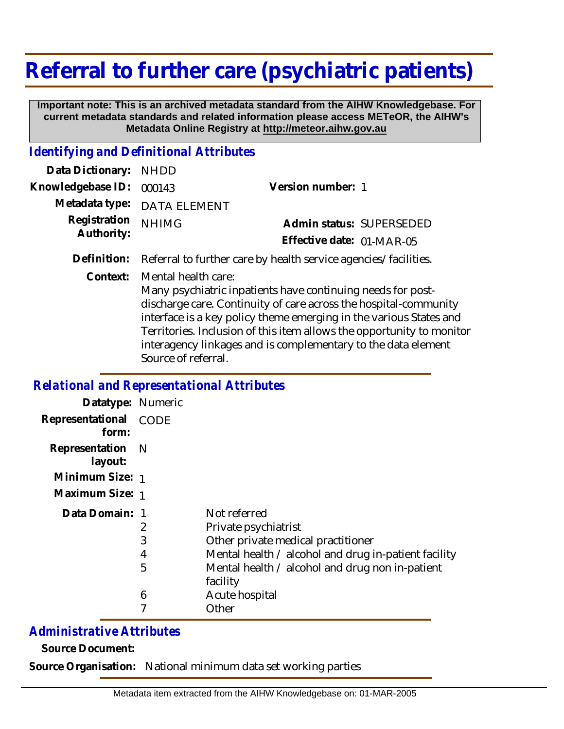# Referral to further care (psychiatric patients)

**Important note: This is an archived metadata standard from the AIHW Knowledgebase. For current metadata standards and related information please access METeOR, the AIHW's Metadata Online Registry at http://meteor.aihw.gov.au**

## *Identifying and Definitional Attributes*

**Data Dictionary:** NHDD

**Knowledgebase ID:** 000143

**Version number:** 1

**Metadata type:** DATA ELEMENT

**Registration Authority:** NHIMG

**Admin status:** SUPERSEDED

**Effective date:** 01-MAR-05

**Definition:** Referral to further care by health service agencies/facilities.

**Context:** Mental health care:
Many psychiatric inpatients have continuing needs for post-discharge care. Continuity of care across the hospital-community interface is a key policy theme emerging in the various States and Territories. Inclusion of this item allows the opportunity to monitor interagency linkages and is complementary to the data element Source of referral.

## *Relational and Representational Attributes*

**Datatype:** Numeric

**Representational form:** CODE

**Representation layout:** N

**Minimum Size:** 1

**Maximum Size:** 1

**Data Domain:**

| Code | Description |
|---|---|
| 1 | Not referred |
| 2 | Private psychiatrist |
| 3 | Other private medical practitioner |
| 4 | Mental health / alcohol and drug in-patient facility |
| 5 | Mental health / alcohol and drug non in-patient facility |
| 6 | Acute hospital |
| 7 | Other |

## *Administrative Attributes*

**Source Document:**

**Source Organisation:** National minimum data set working parties

Metadata item extracted from the AIHW Knowledgebase on: 01-MAR-2005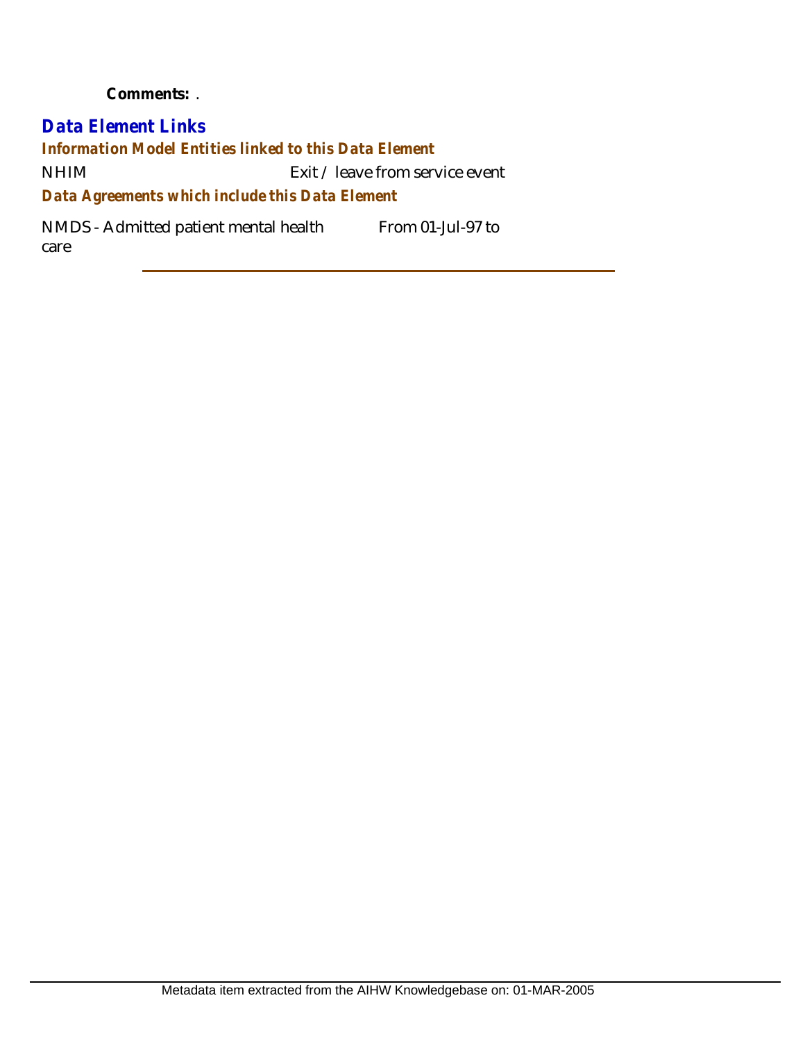**Comments:** .

## Data Element Links

### *Information Model Entities linked to this Data Element*

| | |
|---|---|
| NHIM | Exit / leave from service event |

### *Data Agreements which include this Data Element*

| | |
|---|---|
| NMDS - Admitted patient mental health care | From 01-Jul-97 to |

Metadata item extracted from the AIHW Knowledgebase on: 01-MAR-2005